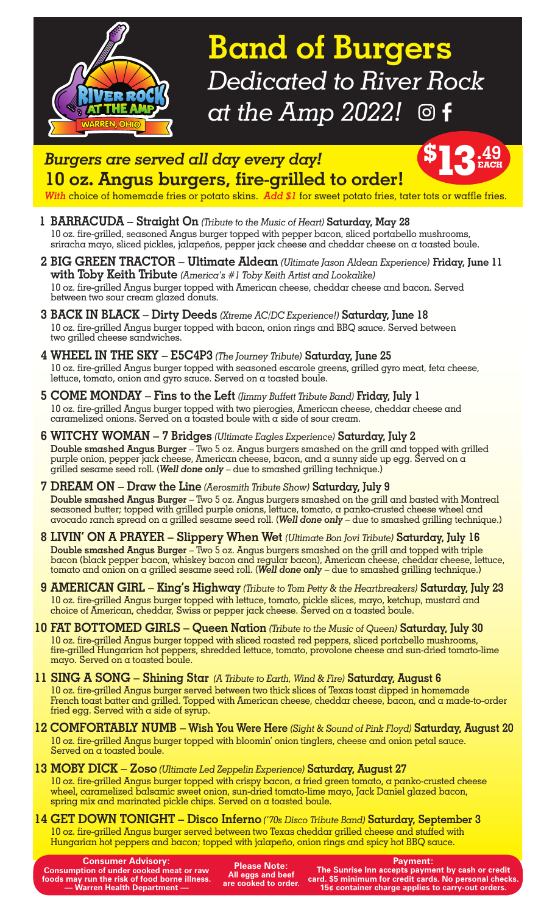# Band of Burgers

## *Dedicated to River Rock at the Amp 2022!*

RIVER ROCK AT THE AMP — WARREN, OHIO

## *Burgers are served all day every day!*

## 10 oz. Angus burgers, fire-grilled to order!

**$13.49 EACH**

*With* choice of homemade fries or potato skins. *Add $1* for sweet potato fries, tater tots or waffle fries.

**1 BARRACUDA – Straight On** *(Tribute to the Music of Heart)* **Saturday, May 28**
10 oz. fire-grilled, seasoned Angus burger topped with pepper bacon, sliced portabello mushrooms, sriracha mayo, sliced pickles, jalapeños, pepper jack cheese and cheddar cheese on a toasted boule.

**2 BIG GREEN TRACTOR – Ultimate Aldean** *(Ultimate Jason Aldean Experience)* **Friday, June 11 with Toby Keith Tribute** *(America's #1 Toby Keith Artist and Lookalike)*
10 oz. fire-grilled Angus burger topped with American cheese, cheddar cheese and bacon. Served between two sour cream glazed donuts.

**3 BACK IN BLACK – Dirty Deeds** *(Xtreme AC/DC Experience!)* **Saturday, June 18**
10 oz. fire-grilled Angus burger topped with bacon, onion rings and BBQ sauce. Served between two grilled cheese sandwiches.

**4 WHEEL IN THE SKY – E5C4P3** *(The Journey Tribute)* **Saturday, June 25**
10 oz. fire-grilled Angus burger topped with seasoned escarole greens, grilled gyro meat, feta cheese, lettuce, tomato, onion and gyro sauce. Served on a toasted boule.

**5 COME MONDAY – Fins to the Left** *(Jimmy Buffett Tribute Band)* **Friday, July 1**
10 oz. fire-grilled Angus burger topped with two pierogies, American cheese, cheddar cheese and caramelized onions. Served on a toasted boule with a side of sour cream.

**6 WITCHY WOMAN – 7 Bridges** *(Ultimate Eagles Experience)* **Saturday, July 2**
**Double smashed Angus Burger** – Two 5 oz. Angus burgers smashed on the grill and topped with grilled purple onion, pepper jack cheese, American cheese, bacon, and a sunny side up egg. Served on a grilled sesame seed roll. (***Well done only*** – due to smashed grilling technique.)

**7 DREAM ON – Draw the Line** *(Aerosmith Tribute Show)* **Saturday, July 9**
**Double smashed Angus Burger** – Two 5 oz. Angus burgers smashed on the grill and basted with Montreal seasoned butter; topped with grilled purple onions, lettuce, tomato, a panko-crusted cheese wheel and avocado ranch spread on a grilled sesame seed roll. (***Well done only*** – due to smashed grilling technique.)

**8 LIVIN' ON A PRAYER – Slippery When Wet** *(Ultimate Bon Jovi Tribute)* **Saturday, July 16**
**Double smashed Angus Burger** – Two 5 oz. Angus burgers smashed on the grill and topped with triple bacon (black pepper bacon, whiskey bacon and regular bacon), American cheese, cheddar cheese, lettuce, tomato and onion on a grilled sesame seed roll. (***Well done only*** – due to smashed grilling technique.)

**9 AMERICAN GIRL – King's Highway** *(Tribute to Tom Petty & the Heartbreakers)* **Saturday, July 23**
10 oz. fire-grilled Angus burger topped with lettuce, tomato, pickle slices, mayo, ketchup, mustard and choice of American, cheddar, Swiss or pepper jack cheese. Served on a toasted boule.

**10 FAT BOTTOMED GIRLS – Queen Nation** *(Tribute to the Music of Queen)* **Saturday, July 30**
10 oz. fire-grilled Angus burger topped with sliced roasted red peppers, sliced portabello mushrooms, fire-grilled Hungarian hot peppers, shredded lettuce, tomato, provolone cheese and sun-dried tomato-lime mayo. Served on a toasted boule.

**11 SING A SONG – Shining Star** *(A Tribute to Earth, Wind & Fire)* **Saturday, August 6**
10 oz. fire-grilled Angus burger served between two thick slices of Texas toast dipped in homemade French toast batter and grilled. Topped with American cheese, cheddar cheese, bacon, and a made-to-order fried egg. Served with a side of syrup.

**12 COMFORTABLY NUMB – Wish You Were Here** *(Sight & Sound of Pink Floyd)* **Saturday, August 20**
10 oz. fire-grilled Angus burger topped with bloomin' onion tinglers, cheese and onion petal sauce. Served on a toasted boule.

**13 MOBY DICK – Zoso** *(Ultimate Led Zeppelin Experience)* **Saturday, August 27**
10 oz. fire-grilled Angus burger topped with crispy bacon, a fried green tomato, a panko-crusted cheese wheel, caramelized balsamic sweet onion, sun-dried tomato-lime mayo, Jack Daniel glazed bacon, spring mix and marinated pickle chips. Served on a toasted boule.

**14 GET DOWN TONIGHT – Disco Inferno** *('70s Disco Tribute Band)* **Saturday, September 3**
10 oz. fire-grilled Angus burger served between two Texas cheddar grilled cheese and stuffed with Hungarian hot peppers and bacon; topped with jalapeño, onion rings and spicy hot BBQ sauce.

**Consumer Advisory:** Consumption of under cooked meat or raw foods may run the risk of food borne illness. — Warren Health Department —

**Please Note:** All eggs and beef are cooked to order.

**Payment:** The Sunrise Inn accepts payment by cash or credit card. $5 minimum for credit cards. No personal checks. 15¢ container charge applies to carry-out orders.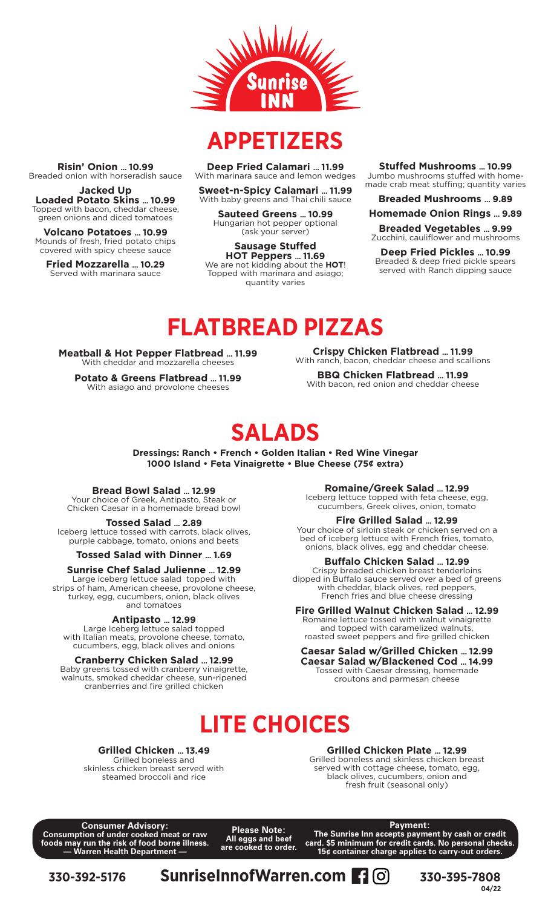Sunrise INN

# APPETIZERS

**Risin' Onion ... 10.99**
Breaded onion with horseradish sauce

**Jacked Up Loaded Potato Skins ... 10.99**
Topped with bacon, cheddar cheese, green onions and diced tomatoes

**Volcano Potatoes ... 10.99**
Mounds of fresh, fried potato chips covered with spicy cheese sauce

**Fried Mozzarella ... 10.29**
Served with marinara sauce

**Deep Fried Calamari ... 11.99**
With marinara sauce and lemon wedges

**Sweet-n-Spicy Calamari ... 11.99**
With baby greens and Thai chili sauce

**Sauteed Greens ... 10.99**
Hungarian hot pepper optional (ask your server)

**Sausage Stuffed HOT Peppers ... 11.69**
We are not kidding about the **HOT**! Topped with marinara and asiago; quantity varies

**Stuffed Mushrooms ... 10.99**
Jumbo mushrooms stuffed with homemade crab meat stuffing; quantity varies

**Breaded Mushrooms ... 9.89**

**Homemade Onion Rings ... 9.89**

**Breaded Vegetables ... 9.99**
Zucchini, cauliflower and mushrooms

**Deep Fried Pickles ... 10.99**
Breaded & deep fried pickle spears served with Ranch dipping sauce

# FLATBREAD PIZZAS

**Meatball & Hot Pepper Flatbread ... 11.99**
With cheddar and mozzarella cheeses

**Potato & Greens Flatbread ... 11.99**
With asiago and provolone cheeses

**Crispy Chicken Flatbread ... 11.99**
With ranch, bacon, cheddar cheese and scallions

**BBQ Chicken Flatbread ... 11.99**
With bacon, red onion and cheddar cheese

# SALADS

**Dressings: Ranch • French • Golden Italian • Red Wine Vinegar**
**1000 Island • Feta Vinaigrette • Blue Cheese (75¢ extra)**

**Bread Bowl Salad ... 12.99**
Your choice of Greek, Antipasto, Steak or Chicken Caesar in a homemade bread bowl

**Tossed Salad ... 2.89**
Iceberg lettuce tossed with carrots, black olives, purple cabbage, tomato, onions and beets

**Tossed Salad with Dinner ... 1.69**

**Sunrise Chef Salad Julienne ... 12.99**
Large iceberg lettuce salad topped with strips of ham, American cheese, provolone cheese, turkey, egg, cucumbers, onion, black olives and tomatoes

**Antipasto ... 12.99**
Large Iceberg lettuce salad topped with Italian meats, provolone cheese, tomato, cucumbers, egg, black olives and onions

**Cranberry Chicken Salad ... 12.99**
Baby greens tossed with cranberry vinaigrette, walnuts, smoked cheddar cheese, sun-ripened cranberries and fire grilled chicken

**Romaine/Greek Salad ... 12.99**
Iceberg lettuce topped with feta cheese, egg, cucumbers, Greek olives, onion, tomato

**Fire Grilled Salad ... 12.99**
Your choice of sirloin steak or chicken served on a bed of iceberg lettuce with French fries, tomato, onions, black olives, egg and cheddar cheese.

**Buffalo Chicken Salad ... 12.99**
Crispy breaded chicken breast tenderloins dipped in Buffalo sauce served over a bed of greens with cheddar, black olives, red peppers, French fries and blue cheese dressing

**Fire Grilled Walnut Chicken Salad ... 12.99**
Romaine lettuce tossed with walnut vinaigrette and topped with caramelized walnuts, roasted sweet peppers and fire grilled chicken

**Caesar Salad w/Grilled Chicken ... 12.99**
**Caesar Salad w/Blackened Cod ... 14.99**
Tossed with Caesar dressing, homemade croutons and parmesan cheese

# LITE CHOICES

**Grilled Chicken ... 13.49**
Grilled boneless and skinless chicken breast served with steamed broccoli and rice

**Grilled Chicken Plate ... 12.99**
Grilled boneless and skinless chicken breast served with cottage cheese, tomato, egg, black olives, cucumbers, onion and fresh fruit (seasonal only)

**Consumer Advisory:**
**Consumption of under cooked meat or raw foods may run the risk of food borne illness.**
**— Warren Health Department —**

**Please Note:**
**All eggs and beef are cooked to order.**

**Payment:**
**The Sunrise Inn accepts payment by cash or credit card. $5 minimum for credit cards. No personal checks. 15¢ container charge applies to carry-out orders.**

330-392-5176 **SunriseInnofWarren.com** 330-395-7808

04/22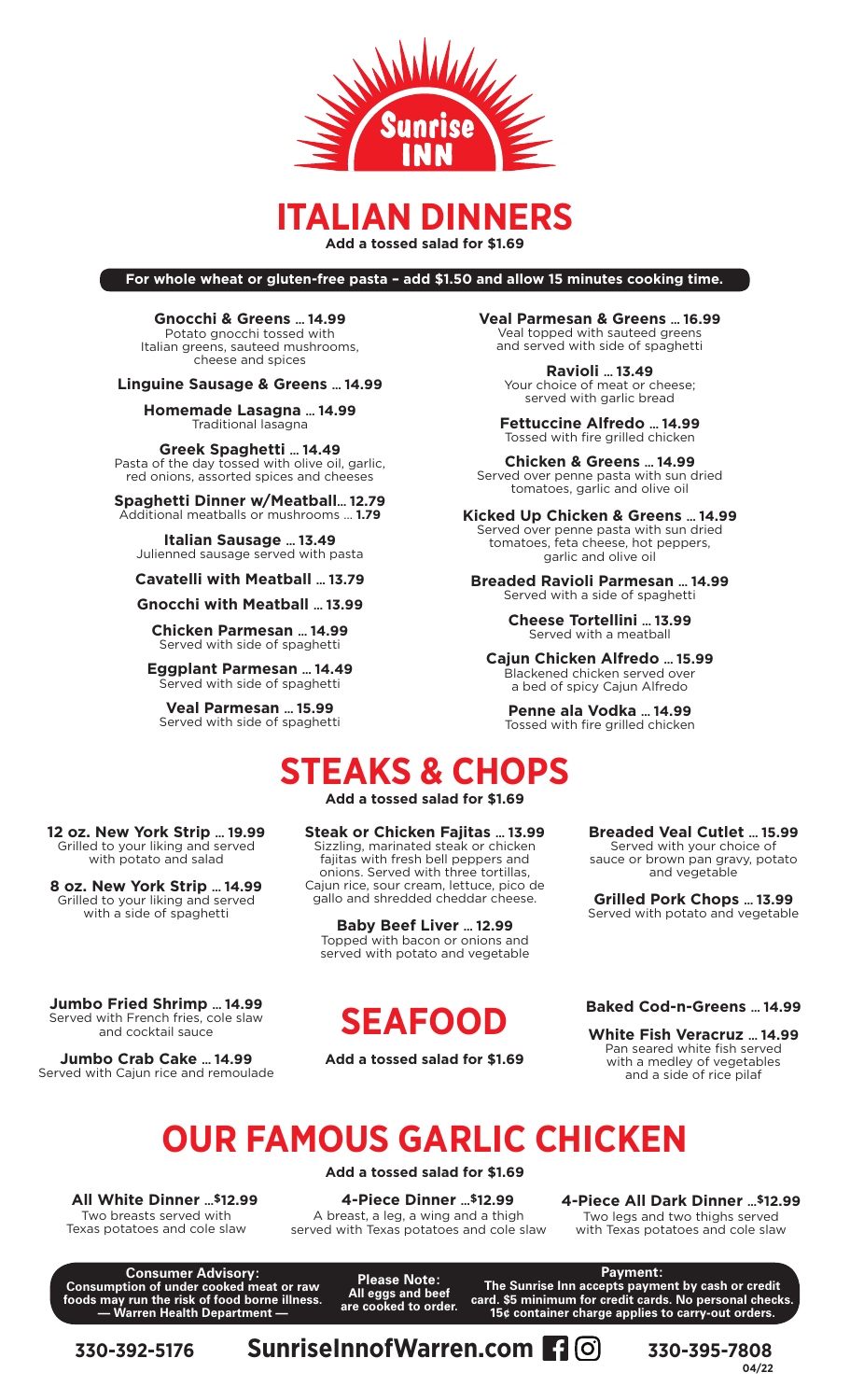Sunrise INN

# ITALIAN DINNERS

**Add a tossed salad for $1.69**

**For whole wheat or gluten-free pasta – add $1.50 and allow 15 minutes cooking time.**

**Gnocchi & Greens ... 14.99**
Potato gnocchi tossed with Italian greens, sauteed mushrooms, cheese and spices

**Linguine Sausage & Greens ... 14.99**

**Homemade Lasagna ... 14.99**
Traditional lasagna

**Greek Spaghetti ... 14.49**
Pasta of the day tossed with olive oil, garlic, red onions, assorted spices and cheeses

**Spaghetti Dinner w/Meatball... 12.79**
Additional meatballs or mushrooms ... **1.79**

**Italian Sausage ... 13.49**
Julienned sausage served with pasta

**Cavatelli with Meatball ... 13.79**

**Gnocchi with Meatball ... 13.99**

**Chicken Parmesan ... 14.99**
Served with side of spaghetti

**Eggplant Parmesan ... 14.49**
Served with side of spaghetti

**Veal Parmesan ... 15.99**
Served with side of spaghetti

**Veal Parmesan & Greens ... 16.99**
Veal topped with sauteed greens and served with side of spaghetti

**Ravioli ... 13.49**
Your choice of meat or cheese; served with garlic bread

**Fettuccine Alfredo ... 14.99**
Tossed with fire grilled chicken

**Chicken & Greens ... 14.99**
Served over penne pasta with sun dried tomatoes, garlic and olive oil

**Kicked Up Chicken & Greens ... 14.99**
Served over penne pasta with sun dried tomatoes, feta cheese, hot peppers, garlic and olive oil

**Breaded Ravioli Parmesan ... 14.99**
Served with a side of spaghetti

**Cheese Tortellini ... 13.99**
Served with a meatball

**Cajun Chicken Alfredo ... 15.99**
Blackened chicken served over a bed of spicy Cajun Alfredo

**Penne ala Vodka ... 14.99**
Tossed with fire grilled chicken

# STEAKS & CHOPS

**Add a tossed salad for $1.69**

**12 oz. New York Strip ... 19.99**
Grilled to your liking and served with potato and salad

**8 oz. New York Strip ... 14.99**
Grilled to your liking and served with a side of spaghetti

**Steak or Chicken Fajitas ... 13.99**
Sizzling, marinated steak or chicken fajitas with fresh bell peppers and onions. Served with three tortillas, Cajun rice, sour cream, lettuce, pico de gallo and shredded cheddar cheese.

**Baby Beef Liver ... 12.99**
Topped with bacon or onions and served with potato and vegetable

**Breaded Veal Cutlet ... 15.99**
Served with your choice of sauce or brown pan gravy, potato and vegetable

**Grilled Pork Chops ... 13.99**
Served with potato and vegetable

# SEAFOOD

**Add a tossed salad for $1.69**

**Jumbo Fried Shrimp ... 14.99**
Served with French fries, cole slaw and cocktail sauce

**Jumbo Crab Cake ... 14.99**
Served with Cajun rice and remoulade

**Baked Cod-n-Greens ... 14.99**

**White Fish Veracruz ... 14.99**
Pan seared white fish served with a medley of vegetables and a side of rice pilaf

# OUR FAMOUS GARLIC CHICKEN

**Add a tossed salad for $1.69**

**All White Dinner ...$12.99**
Two breasts served with Texas potatoes and cole slaw

**4-Piece Dinner ...$12.99**
A breast, a leg, a wing and a thigh served with Texas potatoes and cole slaw

**4-Piece All Dark Dinner ...$12.99**
Two legs and two thighs served with Texas potatoes and cole slaw

**Consumer Advisory: Consumption of under cooked meat or raw foods may run the risk of food borne illness. — Warren Health Department —**

**Please Note: All eggs and beef are cooked to order.**

**Payment: The Sunrise Inn accepts payment by cash or credit card. $5 minimum for credit cards. No personal checks. 15¢ container charge applies to carry-out orders.**

**330-392-5176** **SunriseInnofWarren.com** **330-395-7808**

04/22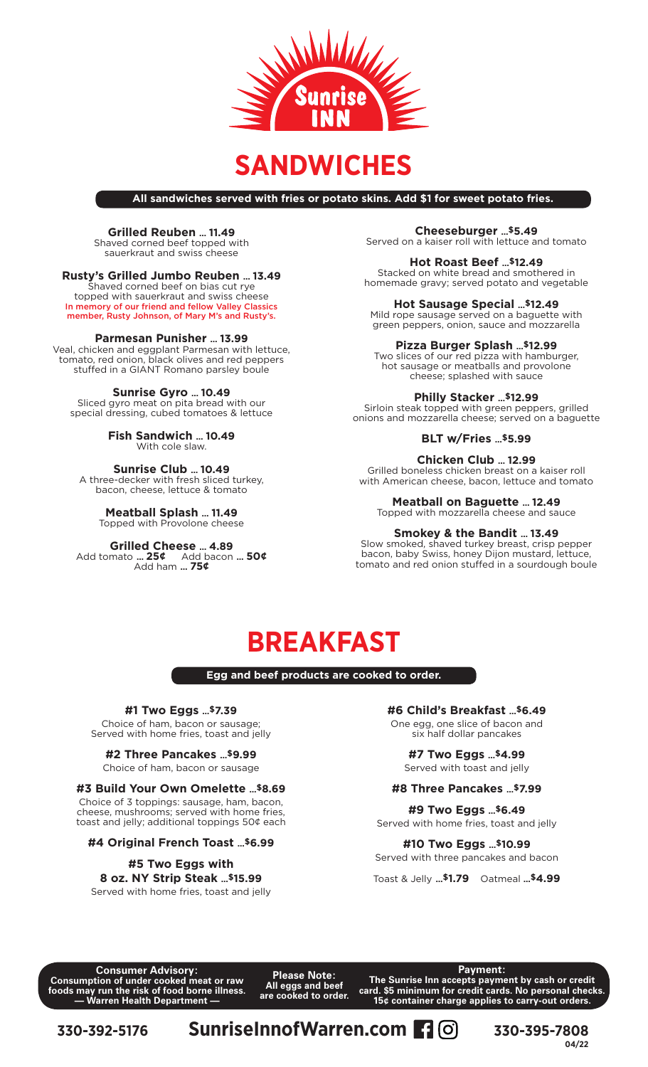Sunrise INN

# SANDWICHES

**All sandwiches served with fries or potato skins. Add $1 for sweet potato fries.**

**Grilled Reuben ... 11.49**
Shaved corned beef topped with sauerkraut and swiss cheese

**Rusty's Grilled Jumbo Reuben ... 13.49**
Shaved corned beef on bias cut rye topped with sauerkraut and swiss cheese
In memory of our friend and fellow Valley Classics member, Rusty Johnson, of Mary M's and Rusty's.

**Parmesan Punisher ... 13.99**
Veal, chicken and eggplant Parmesan with lettuce, tomato, red onion, black olives and red peppers stuffed in a GIANT Romano parsley boule

**Sunrise Gyro ... 10.49**
Sliced gyro meat on pita bread with our special dressing, cubed tomatoes & lettuce

**Fish Sandwich ... 10.49**
With cole slaw.

**Sunrise Club ... 10.49**
A three-decker with fresh sliced turkey, bacon, cheese, lettuce & tomato

**Meatball Splash ... 11.49**
Topped with Provolone cheese

**Grilled Cheese ... 4.89**
Add tomato **... 25¢** Add bacon **... 50¢**
Add ham **... 75¢**

**Cheeseburger ...$5.49**
Served on a kaiser roll with lettuce and tomato

**Hot Roast Beef ...$12.49**
Stacked on white bread and smothered in homemade gravy; served potato and vegetable

**Hot Sausage Special ...$12.49**
Mild rope sausage served on a baguette with green peppers, onion, sauce and mozzarella

**Pizza Burger Splash ...$12.99**
Two slices of our red pizza with hamburger, hot sausage or meatballs and provolone cheese; splashed with sauce

**Philly Stacker ...$12.99**
Sirloin steak topped with green peppers, grilled onions and mozzarella cheese; served on a baguette

**BLT w/Fries ...$5.99**

**Chicken Club ... 12.99**
Grilled boneless chicken breast on a kaiser roll with American cheese, bacon, lettuce and tomato

**Meatball on Baguette ... 12.49**
Topped with mozzarella cheese and sauce

**Smokey & the Bandit ... 13.49**
Slow smoked, shaved turkey breast, crisp pepper bacon, baby Swiss, honey Dijon mustard, lettuce, tomato and red onion stuffed in a sourdough boule

# BREAKFAST

**Egg and beef products are cooked to order.**

**#1 Two Eggs ...$7.39**
Choice of ham, bacon or sausage; Served with home fries, toast and jelly

**#2 Three Pancakes ...$9.99**
Choice of ham, bacon or sausage

**#3 Build Your Own Omelette ...$8.69**
Choice of 3 toppings: sausage, ham, bacon, cheese, mushrooms; served with home fries, toast and jelly; additional toppings 50¢ each

**#4 Original French Toast ...$6.99**

**#5 Two Eggs with 8 oz. NY Strip Steak ...$15.99**
Served with home fries, toast and jelly

**#6 Child's Breakfast ...$6.49**
One egg, one slice of bacon and six half dollar pancakes

**#7 Two Eggs ...$4.99**
Served with toast and jelly

**#8 Three Pancakes ...$7.99**

**#9 Two Eggs ...$6.49**
Served with home fries, toast and jelly

**#10 Two Eggs ...$10.99**
Served with three pancakes and bacon

Toast & Jelly **...$1.79** Oatmeal **...$4.99**

**Consumer Advisory:**
**Consumption of under cooked meat or raw foods may run the risk of food borne illness.**
**— Warren Health Department —**

**Please Note:**
**All eggs and beef are cooked to order.**

**Payment:**
**The Sunrise Inn accepts payment by cash or credit card. $5 minimum for credit cards. No personal checks. 15¢ container charge applies to carry-out orders.**

330-392-5176 **SunriseInnofWarren.com** 330-395-7808

04/22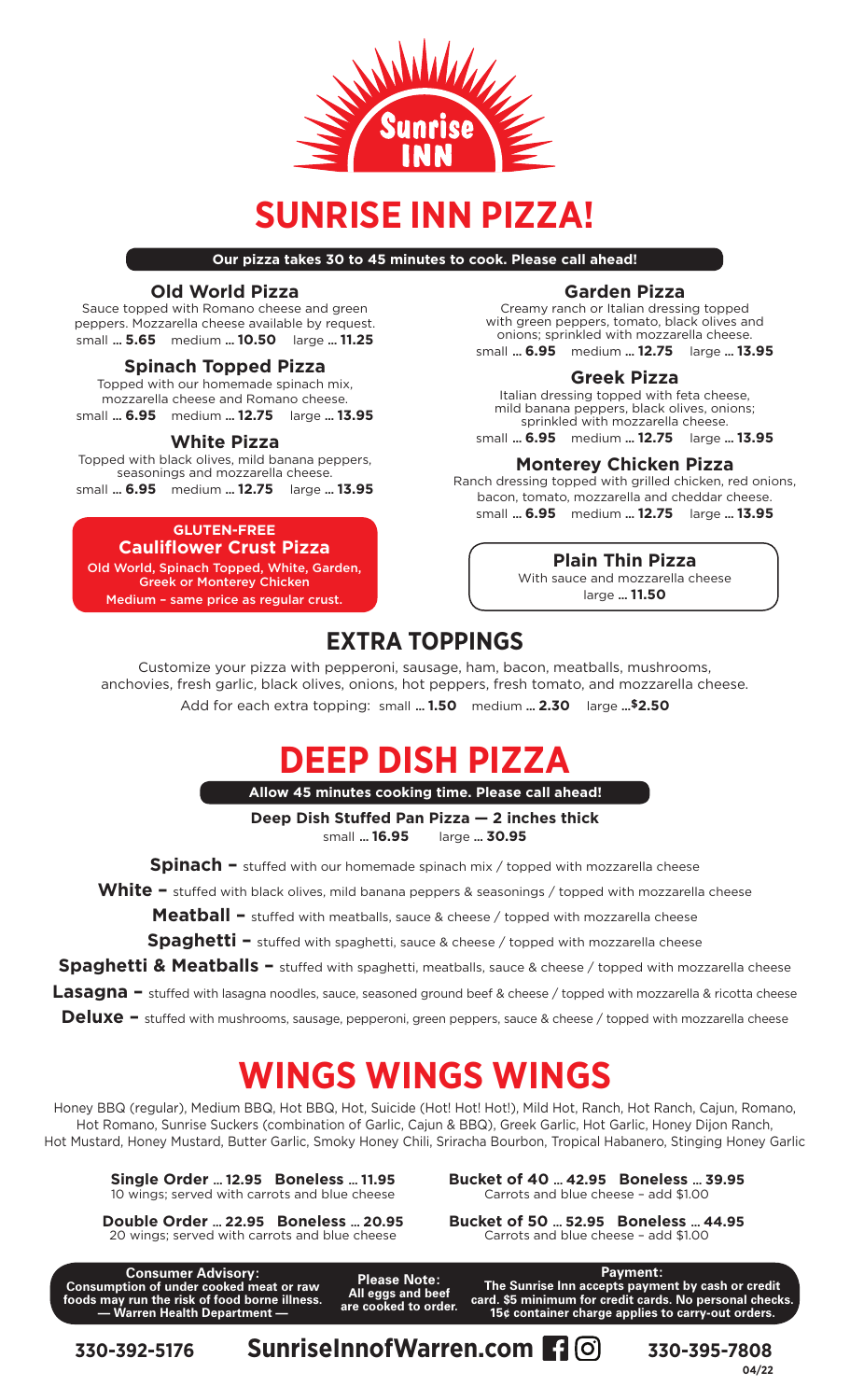Sunrise INN

# SUNRISE INN PIZZA!

**Our pizza takes 30 to 45 minutes to cook. Please call ahead!**

### Old World Pizza

Sauce topped with Romano cheese and green peppers. Mozzarella cheese available by request.
small ... **5.65** medium ... **10.50** large ... **11.25**

### Spinach Topped Pizza

Topped with our homemade spinach mix, mozzarella cheese and Romano cheese.
small ... **6.95** medium ... **12.75** large ... **13.95**

### White Pizza

Topped with black olives, mild banana peppers, seasonings and mozzarella cheese.
small ... **6.95** medium ... **12.75** large ... **13.95**

**GLUTEN-FREE**
**Cauliflower Crust Pizza**
Old World, Spinach Topped, White, Garden, Greek or Monterey Chicken
Medium – same price as regular crust.

### Garden Pizza

Creamy ranch or Italian dressing topped with green peppers, tomato, black olives and onions; sprinkled with mozzarella cheese.
small ... **6.95** medium ... **12.75** large ... **13.95**

### Greek Pizza

Italian dressing topped with feta cheese, mild banana peppers, black olives, onions; sprinkled with mozzarella cheese.
small ... **6.95** medium ... **12.75** large ... **13.95**

### Monterey Chicken Pizza

Ranch dressing topped with grilled chicken, red onions, bacon, tomato, mozzarella and cheddar cheese.
small ... **6.95** medium ... **12.75** large ... **13.95**

### Plain Thin Pizza

With sauce and mozzarella cheese
large ... **11.50**

## EXTRA TOPPINGS

Customize your pizza with pepperoni, sausage, ham, bacon, meatballs, mushrooms, anchovies, fresh garlic, black olives, onions, hot peppers, fresh tomato, and mozzarella cheese.

Add for each extra topping: small ... **1.50** medium ... **2.30** large ...**$2.50**

# DEEP DISH PIZZA

**Allow 45 minutes cooking time. Please call ahead!**

**Deep Dish Stuffed Pan Pizza — 2 inches thick**
small ... **16.95** large ... **30.95**

**Spinach –** stuffed with our homemade spinach mix / topped with mozzarella cheese

**White –** stuffed with black olives, mild banana peppers & seasonings / topped with mozzarella cheese

**Meatball –** stuffed with meatballs, sauce & cheese / topped with mozzarella cheese

**Spaghetti –** stuffed with spaghetti, sauce & cheese / topped with mozzarella cheese

**Spaghetti & Meatballs –** stuffed with spaghetti, meatballs, sauce & cheese / topped with mozzarella cheese

**Lasagna –** stuffed with lasagna noodles, sauce, seasoned ground beef & cheese / topped with mozzarella & ricotta cheese

**Deluxe –** stuffed with mushrooms, sausage, pepperoni, green peppers, sauce & cheese / topped with mozzarella cheese

# WINGS WINGS WINGS

Honey BBQ (regular), Medium BBQ, Hot BBQ, Hot, Suicide (Hot! Hot! Hot!), Mild Hot, Ranch, Hot Ranch, Cajun, Romano, Hot Romano, Sunrise Suckers (combination of Garlic, Cajun & BBQ), Greek Garlic, Hot Garlic, Honey Dijon Ranch, Hot Mustard, Honey Mustard, Butter Garlic, Smoky Honey Chili, Sriracha Bourbon, Tropical Habanero, Stinging Honey Garlic

**Single Order** ... **12.95** **Boneless** ... **11.95**
10 wings; served with carrots and blue cheese

**Double Order** ... **22.95** **Boneless** ... **20.95**
20 wings; served with carrots and blue cheese

**Bucket of 40** ... **42.95** **Boneless** ... **39.95**
Carrots and blue cheese – add $1.00

**Bucket of 50** ... **52.95** **Boneless** ... **44.95**
Carrots and blue cheese – add $1.00

**Consumer Advisory:**
**Consumption of under cooked meat or raw foods may run the risk of food borne illness.**
**— Warren Health Department —**

**Please Note:**
**All eggs and beef are cooked to order.**

**Payment:**
**The Sunrise Inn accepts payment by cash or credit card. $5 minimum for credit cards. No personal checks. 15¢ container charge applies to carry-out orders.**

**330-392-5176** **SunriseInnofWarren.com** **330-395-7808**

**04/22**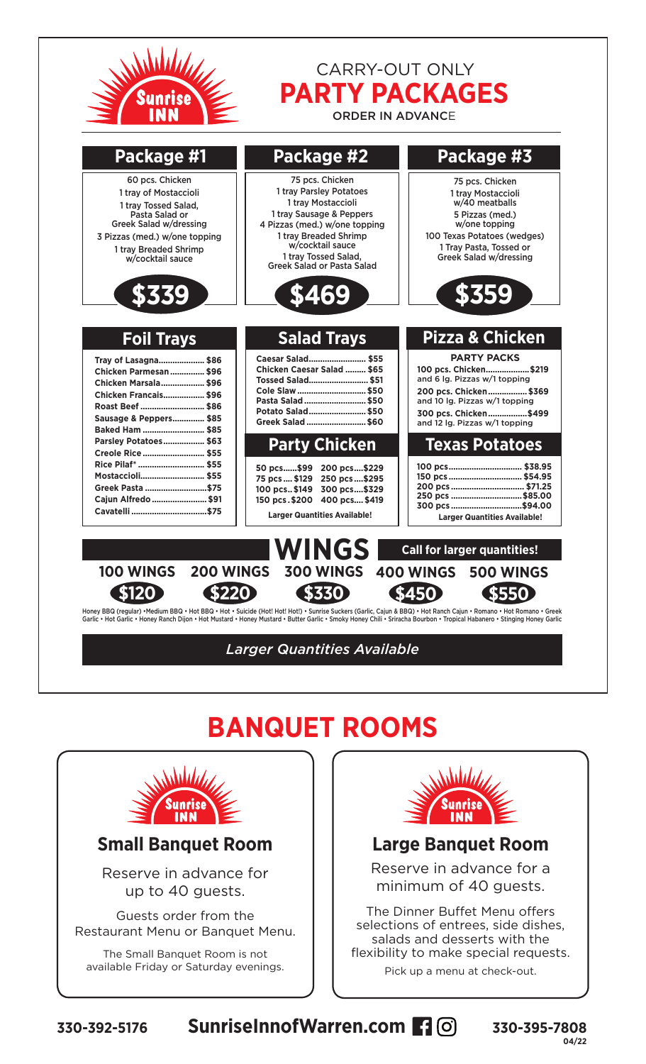CARRY-OUT ONLY

# PARTY PACKAGES

ORDER IN ADVANCE

## Package #1

60 pcs. Chicken
1 tray of Mostaccioli
1 tray Tossed Salad, Pasta Salad or Greek Salad w/dressing
3 Pizzas (med.) w/one topping
1 tray Breaded Shrimp w/cocktail sauce

**$339**

## Package #2

75 pcs. Chicken
1 tray Parsley Potatoes
1 tray Mostaccioli
1 tray Sausage & Peppers
4 Pizzas (med.) w/one topping
1 tray Breaded Shrimp w/cocktail sauce
1 tray Tossed Salad, Greek Salad or Pasta Salad

**$469**

## Package #3

75 pcs. Chicken
1 tray Mostaccioli w/40 meatballs
5 Pizzas (med.) w/one topping
100 Texas Potatoes (wedges)
1 Tray Pasta, Tossed or Greek Salad w/dressing

**$359**

## Foil Trays

| | |
|---|---|
| Tray of Lasagna | $86 |
| Chicken Parmesan | $96 |
| Chicken Marsala | $96 |
| Chicken Francais | $96 |
| Roast Beef | $86 |
| Sausage & Peppers | $85 |
| Baked Ham | $85 |
| Parsley Potatoes | $63 |
| Creole Rice | $55 |
| Rice Pilaf* | $55 |
| Mostaccioli | $55 |
| Greek Pasta | $75 |
| Cajun Alfredo | $91 |
| Cavatelli | $75 |

## Salad Trays

| | |
|---|---|
| Caesar Salad | $55 |
| Chicken Caesar Salad | $65 |
| Tossed Salad | $51 |
| Cole Slaw | $50 |
| Pasta Salad | $50 |
| Potato Salad | $50 |
| Greek Salad | $60 |

## Party Chicken

| | |
|---|---|
| 50 pcs | $99 |
| 75 pcs | $129 |
| 100 pcs | $149 |
| 150 pcs | $200 |
| 200 pcs | $229 |
| 250 pcs | $295 |
| 300 pcs | $329 |
| 400 pcs | $419 |

**Larger Quantities Available!**

## Pizza & Chicken

**PARTY PACKS**

| | |
|---|---|
| 100 pcs. Chicken and 6 lg. Pizzas w/1 topping | $219 |
| 200 pcs. Chicken and 10 lg. Pizzas w/1 topping | $369 |
| 300 pcs. Chicken and 12 lg. Pizzas w/1 topping | $499 |

## Texas Potatoes

| | |
|---|---|
| 100 pcs | $38.95 |
| 150 pcs | $54.95 |
| 200 pcs | $71.25 |
| 250 pcs | $85.00 |
| 300 pcs | $94.00 |

**Larger Quantities Available!**

## WINGS

**Call for larger quantities!**

| 100 WINGS | 200 WINGS | 300 WINGS | 400 WINGS | 500 WINGS |
|---|---|---|---|---|
| $120 | $220 | $330 | $450 | $550 |

Honey BBQ (regular) • Medium BBQ • Hot BBQ • Hot • Suicide (Hot! Hot! Hot!) • Sunrise Suckers (Garlic, Cajun & BBQ) • Hot Ranch Cajun • Romano • Hot Romano • Greek Garlic • Hot Garlic • Honey Ranch Dijon • Hot Mustard • Honey Mustard • Butter Garlic • Smoky Honey Chili • Sriracha Bourbon • Tropical Habanero • Stinging Honey Garlic

*Larger Quantities Available*

# BANQUET ROOMS

## Small Banquet Room

Reserve in advance for up to 40 guests.

Guests order from the Restaurant Menu or Banquet Menu.

The Small Banquet Room is not available Friday or Saturday evenings.

## Large Banquet Room

Reserve in advance for a minimum of 40 guests.

The Dinner Buffet Menu offers selections of entrees, side dishes, salads and desserts with the flexibility to make special requests.

Pick up a menu at check-out.

330-392-5176 **SunriseInnofWarren.com** 330-395-7808

04/22